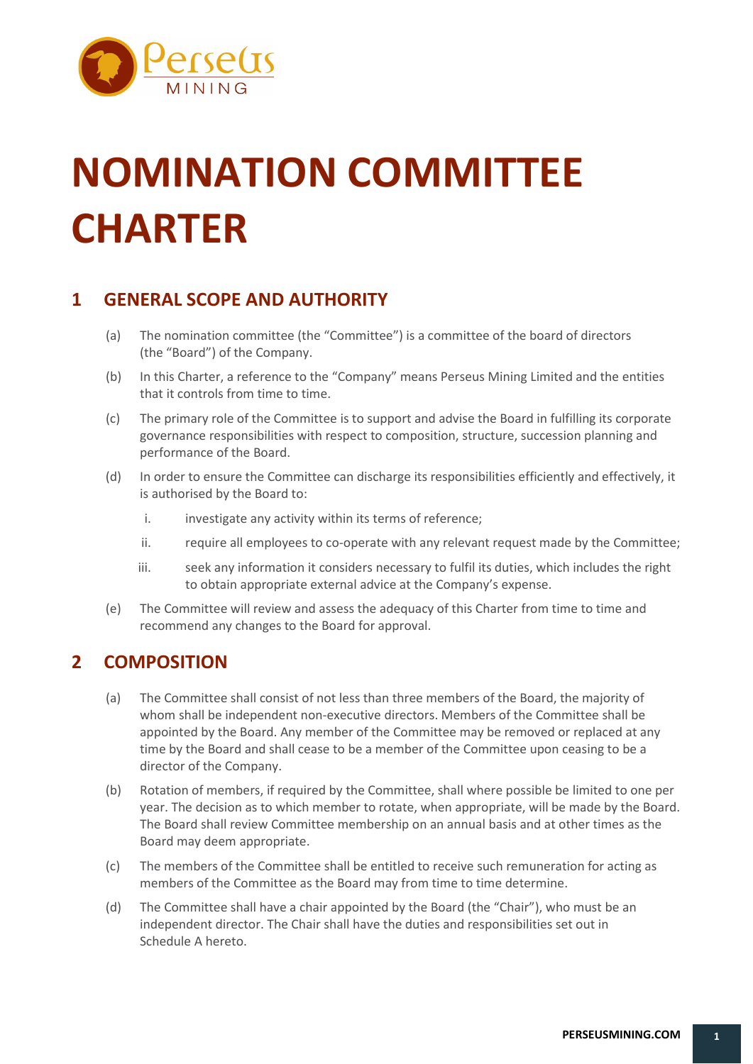# NOMINATION COMMITTEE CHARTER

## 1 GENERAL SCOPE AND AUTHORITY

(a) The nomination committee (the "Committee") is a committee of the board of directors (the "Board") of the Company.

(b) In this Charter, a reference to the "Company" means Perseus Mining Limited and the entities that it controls from time to time.

(c) The primary role of the Committee is to support and advise the Board in fulfilling its corporate governance responsibilities with respect to composition, structure, succession planning and performance of the Board.

(d) In order to ensure the Committee can discharge its responsibilities efficiently and effectively, it is authorised by the Board to:

i. investigate any activity within its terms of reference;

ii. require all employees to co-operate with any relevant request made by the Committee;

iii. seek any information it considers necessary to fulfil its duties, which includes the right to obtain appropriate external advice at the Company's expense.

(e) The Committee will review and assess the adequacy of this Charter from time to time and recommend any changes to the Board for approval.

## 2 COMPOSITION

(a) The Committee shall consist of not less than three members of the Board, the majority of whom shall be independent non-executive directors. Members of the Committee shall be appointed by the Board. Any member of the Committee may be removed or replaced at any time by the Board and shall cease to be a member of the Committee upon ceasing to be a director of the Company.

(b) Rotation of members, if required by the Committee, shall where possible be limited to one per year. The decision as to which member to rotate, when appropriate, will be made by the Board. The Board shall review Committee membership on an annual basis and at other times as the Board may deem appropriate.

(c) The members of the Committee shall be entitled to receive such remuneration for acting as members of the Committee as the Board may from time to time determine.

(d) The Committee shall have a chair appointed by the Board (the "Chair"), who must be an independent director. The Chair shall have the duties and responsibilities set out in Schedule A hereto.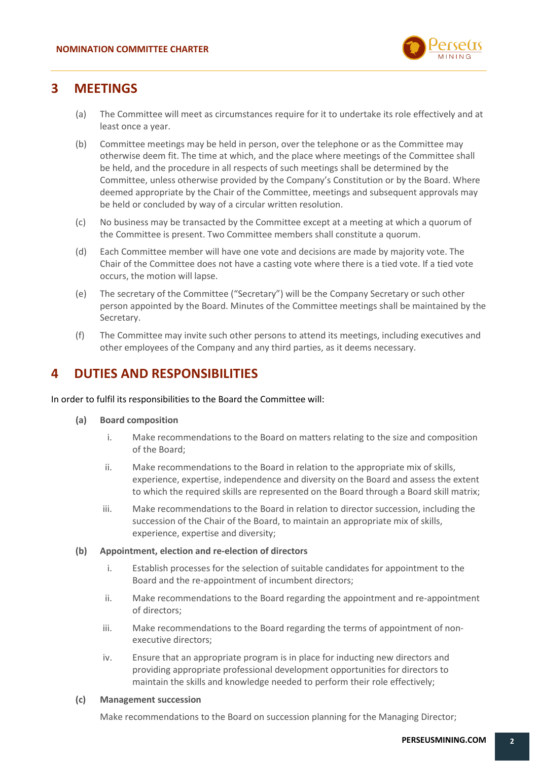## 3 MEETINGS

(a) The Committee will meet as circumstances require for it to undertake its role effectively and at least once a year.

(b) Committee meetings may be held in person, over the telephone or as the Committee may otherwise deem fit. The time at which, and the place where meetings of the Committee shall be held, and the procedure in all respects of such meetings shall be determined by the Committee, unless otherwise provided by the Company's Constitution or by the Board. Where deemed appropriate by the Chair of the Committee, meetings and subsequent approvals may be held or concluded by way of a circular written resolution.

(c) No business may be transacted by the Committee except at a meeting at which a quorum of the Committee is present. Two Committee members shall constitute a quorum.

(d) Each Committee member will have one vote and decisions are made by majority vote. The Chair of the Committee does not have a casting vote where there is a tied vote. If a tied vote occurs, the motion will lapse.

(e) The secretary of the Committee ("Secretary") will be the Company Secretary or such other person appointed by the Board. Minutes of the Committee meetings shall be maintained by the Secretary.

(f) The Committee may invite such other persons to attend its meetings, including executives and other employees of the Company and any third parties, as it deems necessary.

## 4 DUTIES AND RESPONSIBILITIES

In order to fulfil its responsibilities to the Board the Committee will:

**(a) Board composition**

i. Make recommendations to the Board on matters relating to the size and composition of the Board;

ii. Make recommendations to the Board in relation to the appropriate mix of skills, experience, expertise, independence and diversity on the Board and assess the extent to which the required skills are represented on the Board through a Board skill matrix;

iii. Make recommendations to the Board in relation to director succession, including the succession of the Chair of the Board, to maintain an appropriate mix of skills, experience, expertise and diversity;

**(b) Appointment, election and re-election of directors**

i. Establish processes for the selection of suitable candidates for appointment to the Board and the re-appointment of incumbent directors;

ii. Make recommendations to the Board regarding the appointment and re-appointment of directors;

iii. Make recommendations to the Board regarding the terms of appointment of non-executive directors;

iv. Ensure that an appropriate program is in place for inducting new directors and providing appropriate professional development opportunities for directors to maintain the skills and knowledge needed to perform their role effectively;

**(c) Management succession**

Make recommendations to the Board on succession planning for the Managing Director;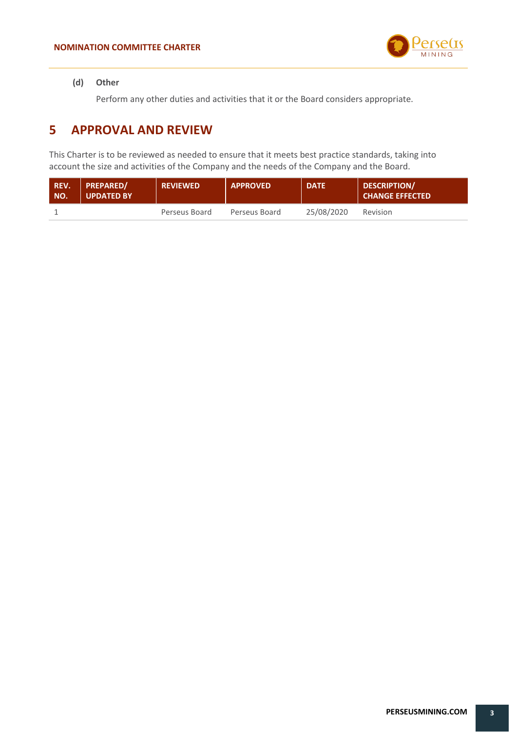**(d) Other**

Perform any other duties and activities that it or the Board considers appropriate.

## 5 APPROVAL AND REVIEW

This Charter is to be reviewed as needed to ensure that it meets best practice standards, taking into account the size and activities of the Company and the needs of the Company and the Board.

| REV. NO. | PREPARED/ UPDATED BY | REVIEWED | APPROVED | DATE | DESCRIPTION/ CHANGE EFFECTED |
|---|---|---|---|---|---|
| 1 | | Perseus Board | Perseus Board | 25/08/2020 | Revision |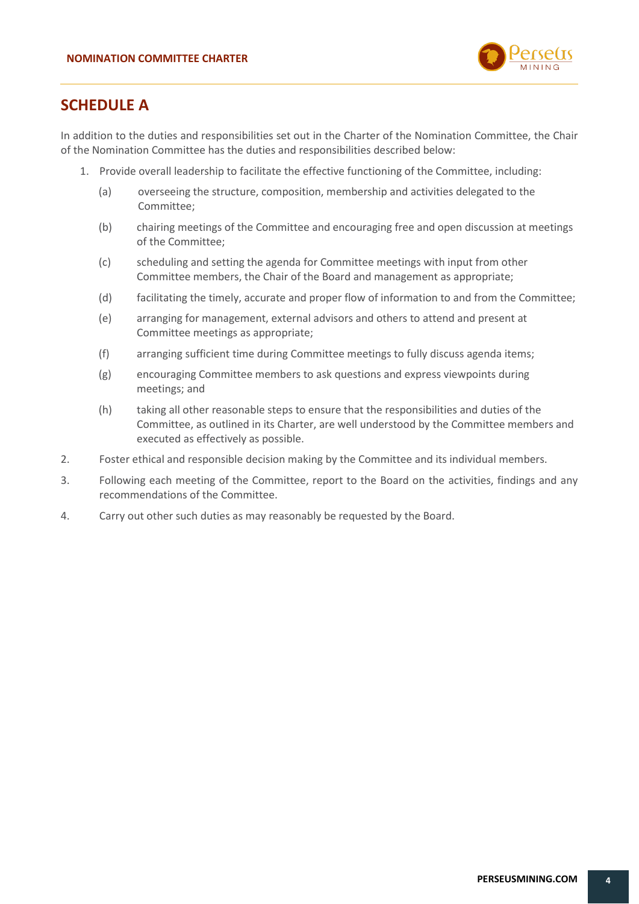## SCHEDULE A

In addition to the duties and responsibilities set out in the Charter of the Nomination Committee, the Chair of the Nomination Committee has the duties and responsibilities described below:

1. Provide overall leadership to facilitate the effective functioning of the Committee, including:
   - (a) overseeing the structure, composition, membership and activities delegated to the Committee;
   - (b) chairing meetings of the Committee and encouraging free and open discussion at meetings of the Committee;
   - (c) scheduling and setting the agenda for Committee meetings with input from other Committee members, the Chair of the Board and management as appropriate;
   - (d) facilitating the timely, accurate and proper flow of information to and from the Committee;
   - (e) arranging for management, external advisors and others to attend and present at Committee meetings as appropriate;
   - (f) arranging sufficient time during Committee meetings to fully discuss agenda items;
   - (g) encouraging Committee members to ask questions and express viewpoints during meetings; and
   - (h) taking all other reasonable steps to ensure that the responsibilities and duties of the Committee, as outlined in its Charter, are well understood by the Committee members and executed as effectively as possible.
2. Foster ethical and responsible decision making by the Committee and its individual members.
3. Following each meeting of the Committee, report to the Board on the activities, findings and any recommendations of the Committee.
4. Carry out other such duties as may reasonably be requested by the Board.